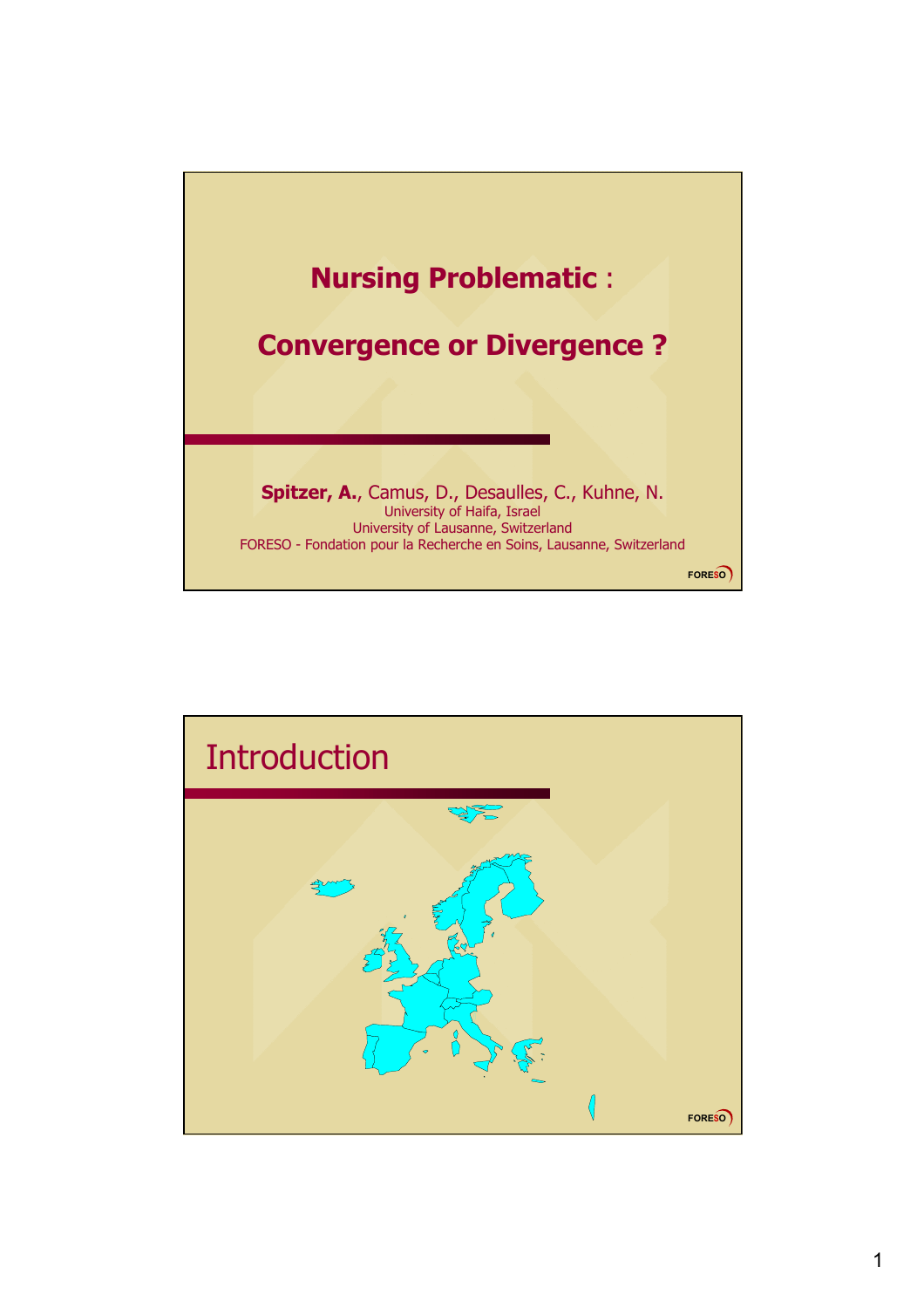# Nursing Problematic :

# Convergence or Divergence ?

**Spitzer, A.**, Camus, D., Desaulles, C., Kuhne, N.

University of Haifa, Israel

University of Lausanne, Switzerland

FORESO - Fondation pour la Recherche en Soins, Lausanne, Switzerland

FORESO

## Introduction

FORESO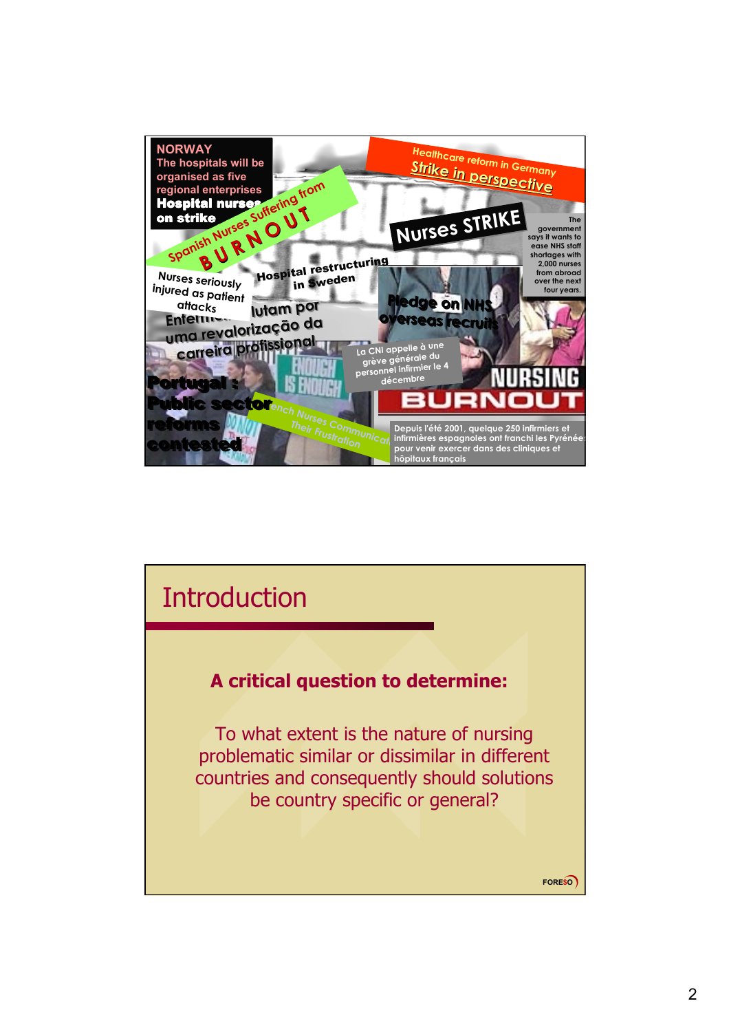NORWAY
The hospitals will be organised as five regional enterprises
**Hospital nurses on strike**

Spanish Nurses Suffering from
**BURNOUT**

Healthcare reform in Germany
**Strike in perspective**

**Nurses STRIKE**

The government says it wants to ease NHS staff shortages with 2,000 nurses from abroad over the next four years.

Nurses seriously injured as patient attacks

Hospital restructuring in Sweden

Enfermeiros lutam por uma revalorização da carreira profissional

**Pledge on NHS overseas recruits**

La CNI appelle à une grève générale du personnel infirmier le 4 décembre

**NURSING BURNOUT**

**Portugal : Public sector reforms contested**

French Nurses Communicate Their Frustration

Depuis l'été 2001, quelque 250 infirmiers et infirmières espagnoles ont franchi les Pyrénées pour venir exercer dans des cliniques et hôpitaux français

# Introduction

**A critical question to determine:**

To what extent is the nature of nursing problematic similar or dissimilar in different countries and consequently should solutions be country specific or general?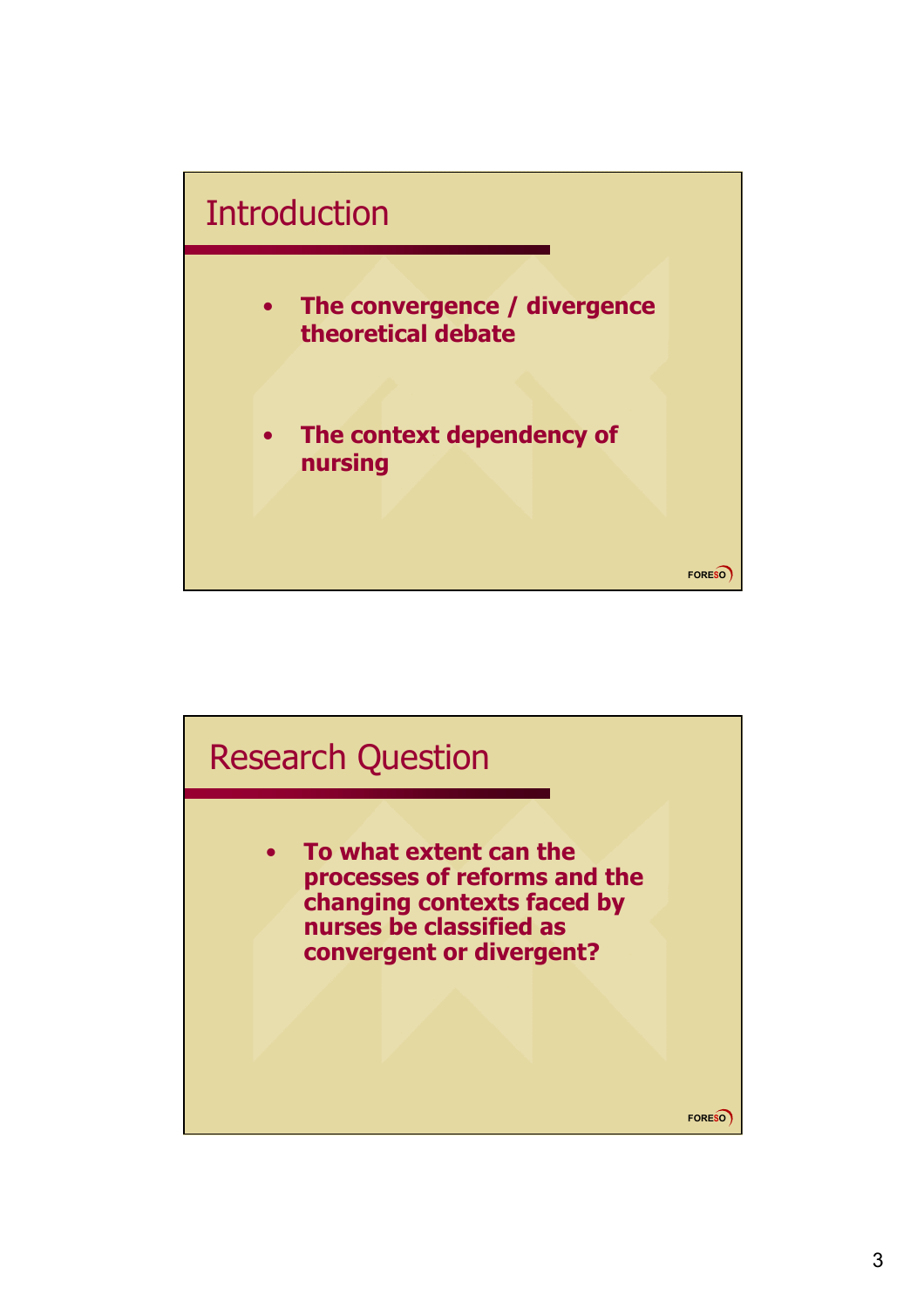## Introduction

- **The convergence / divergence theoretical debate**
- **The context dependency of nursing**

FORESO

## Research Question

- **To what extent can the processes of reforms and the changing contexts faced by nurses be classified as convergent or divergent?**

FORESO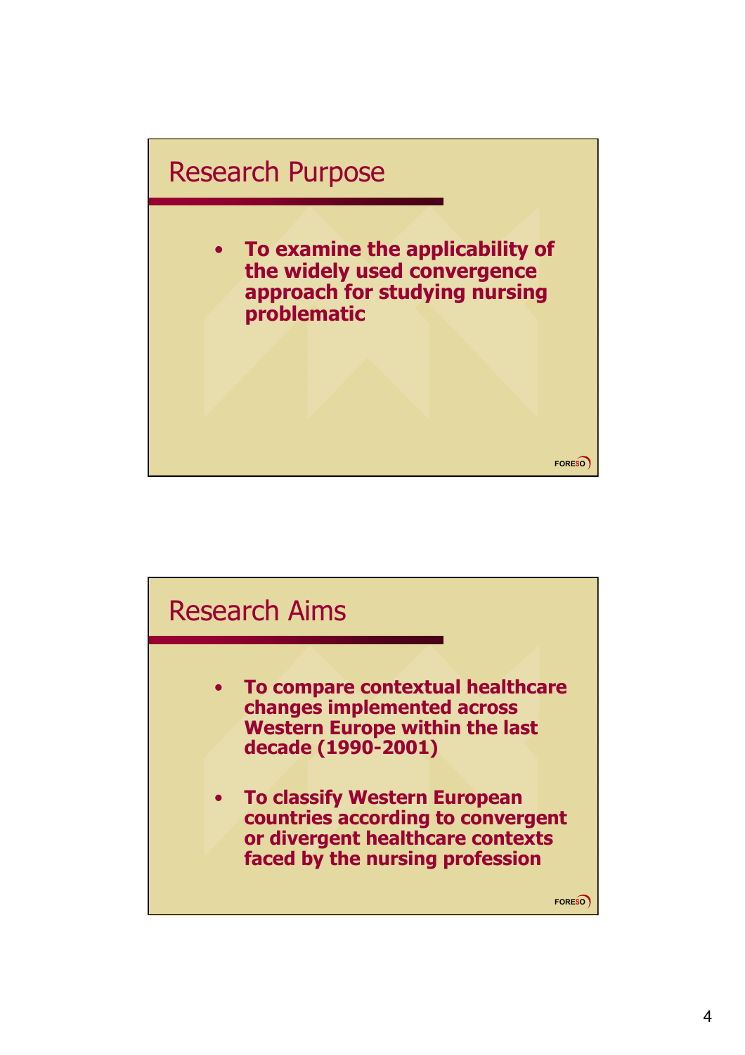## Research Purpose

- **To examine the applicability of the widely used convergence approach for studying nursing problematic**

FORESO

## Research Aims

- **To compare contextual healthcare changes implemented across Western Europe within the last decade (1990-2001)**
- **To classify Western European countries according to convergent or divergent healthcare contexts faced by the nursing profession**

FORESO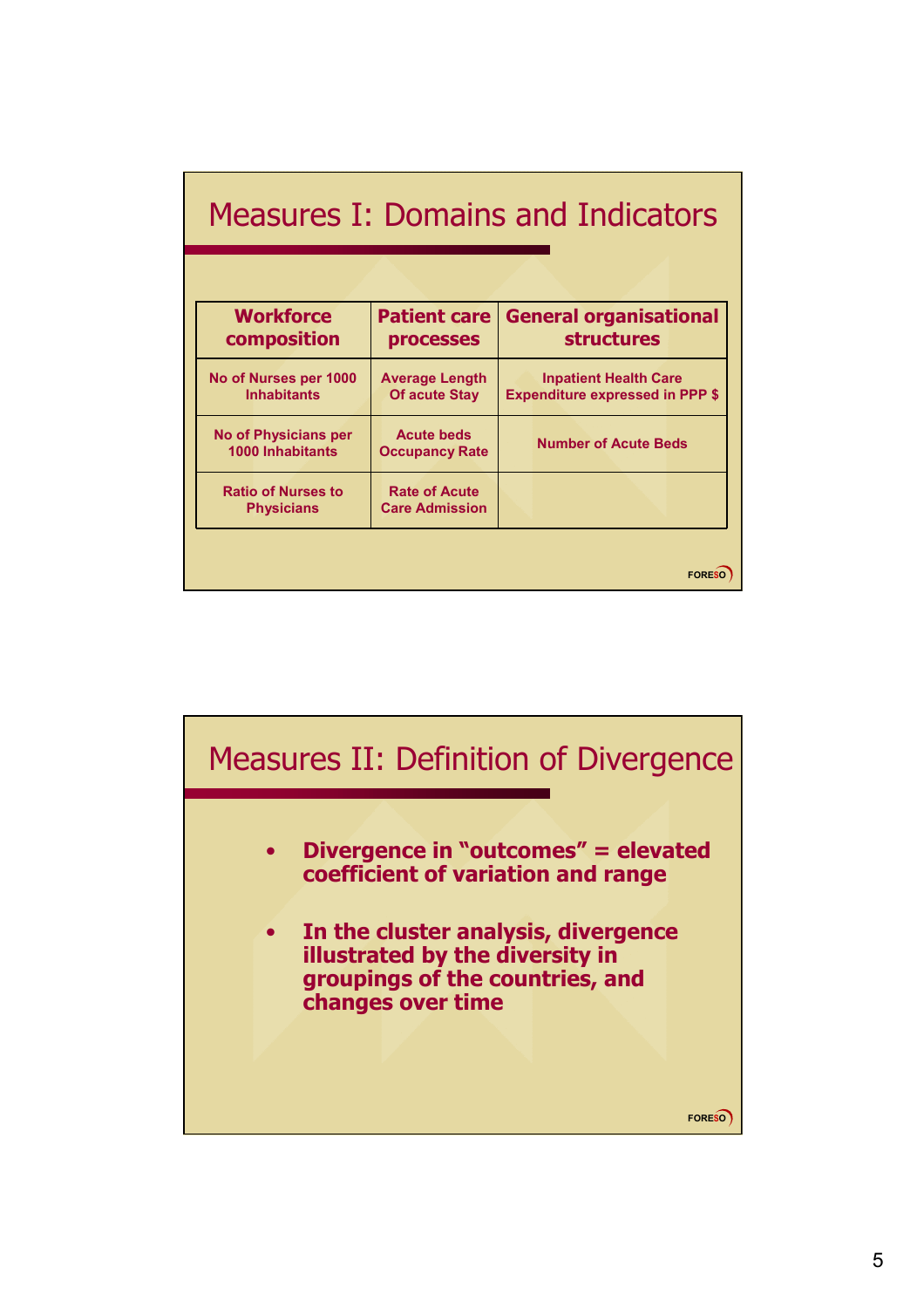## Measures I: Domains and Indicators

| Workforce composition | Patient care processes | General organisational structures |
|---|---|---|
| No of Nurses per 1000 Inhabitants | Average Length Of acute Stay | Inpatient Health Care Expenditure expressed in PPP $ |
| No of Physicians per 1000 Inhabitants | Acute beds Occupancy Rate | Number of Acute Beds |
| Ratio of Nurses to Physicians | Rate of Acute Care Admission | |

## Measures II: Definition of Divergence

- **Divergence in "outcomes" = elevated coefficient of variation and range**
- **In the cluster analysis, divergence illustrated by the diversity in groupings of the countries, and changes over time**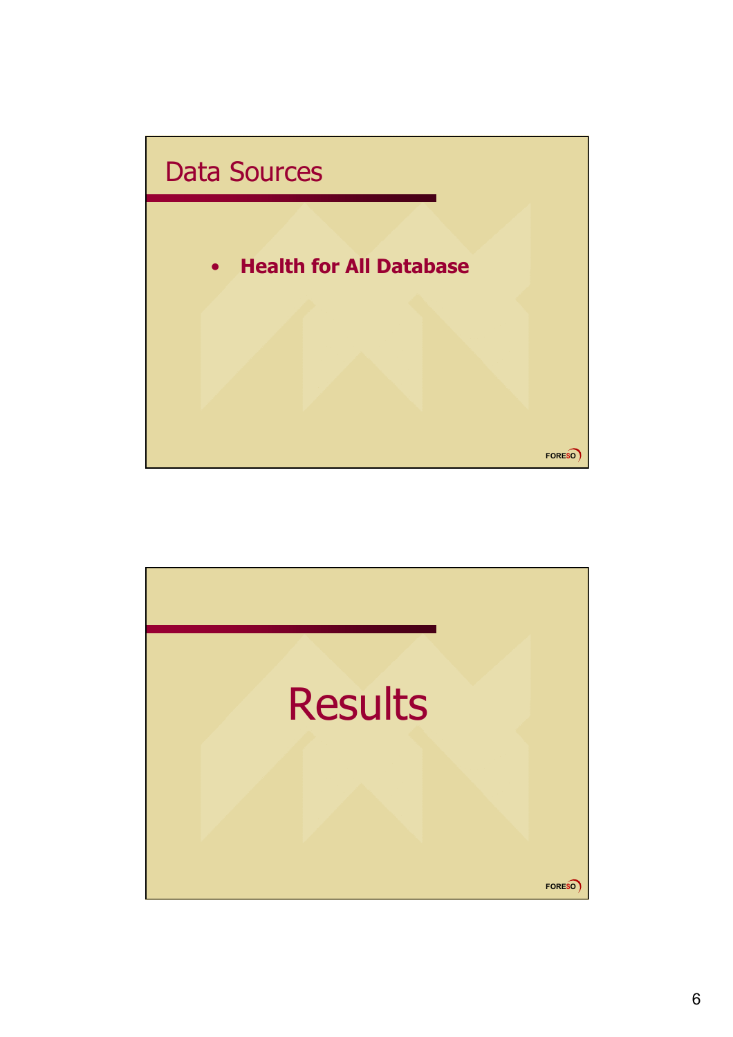## Data Sources

- **Health for All Database**

FORESO

# Results

FORESO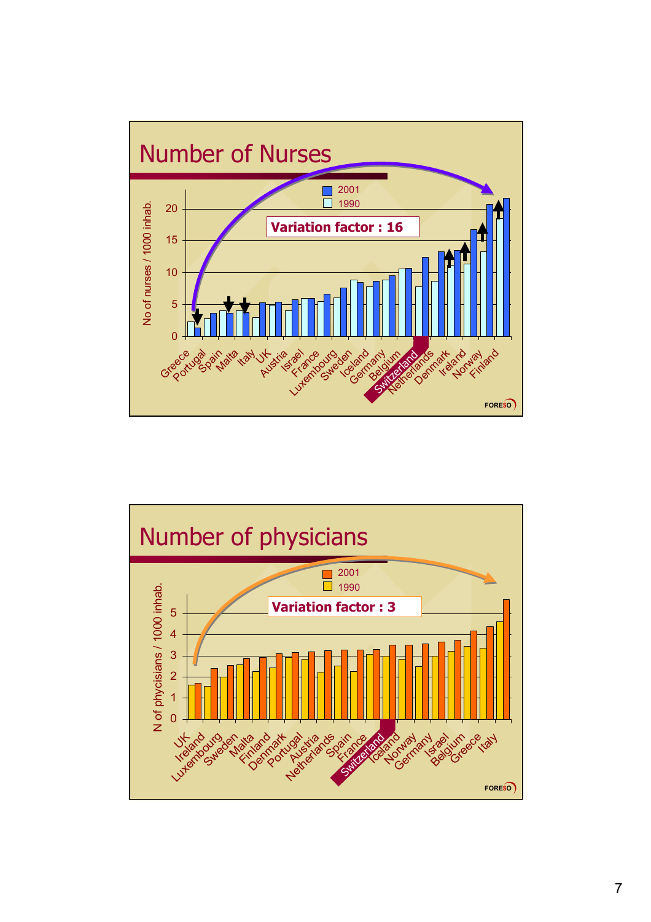# Number of Nurses

No of nurses / 1000 inhab.

Legend: 2001, 1990

**Variation factor : 16**

Countries (ascending): Greece, Portugal, Spain, Malta, Italy, UK, Austria, Israel, France, Luxembourg, Sweden, Iceland, Germany, Belgium, Switzerland, Netherlands, Denmark, Ireland, Norway, Finland

FORESO

# Number of physicians

N of physicians / 1000 inhab.

Legend: 2001, 1990

**Variation factor : 3**

Countries (ascending): UK, Ireland, Luxembourg, Sweden, Malta, Finland, Denmark, Portugal, Austria, Netherlands, Spain, France, Switzerland, Iceland, Norway, Germany, Israel, Belgium, Greece, Italy

FORESO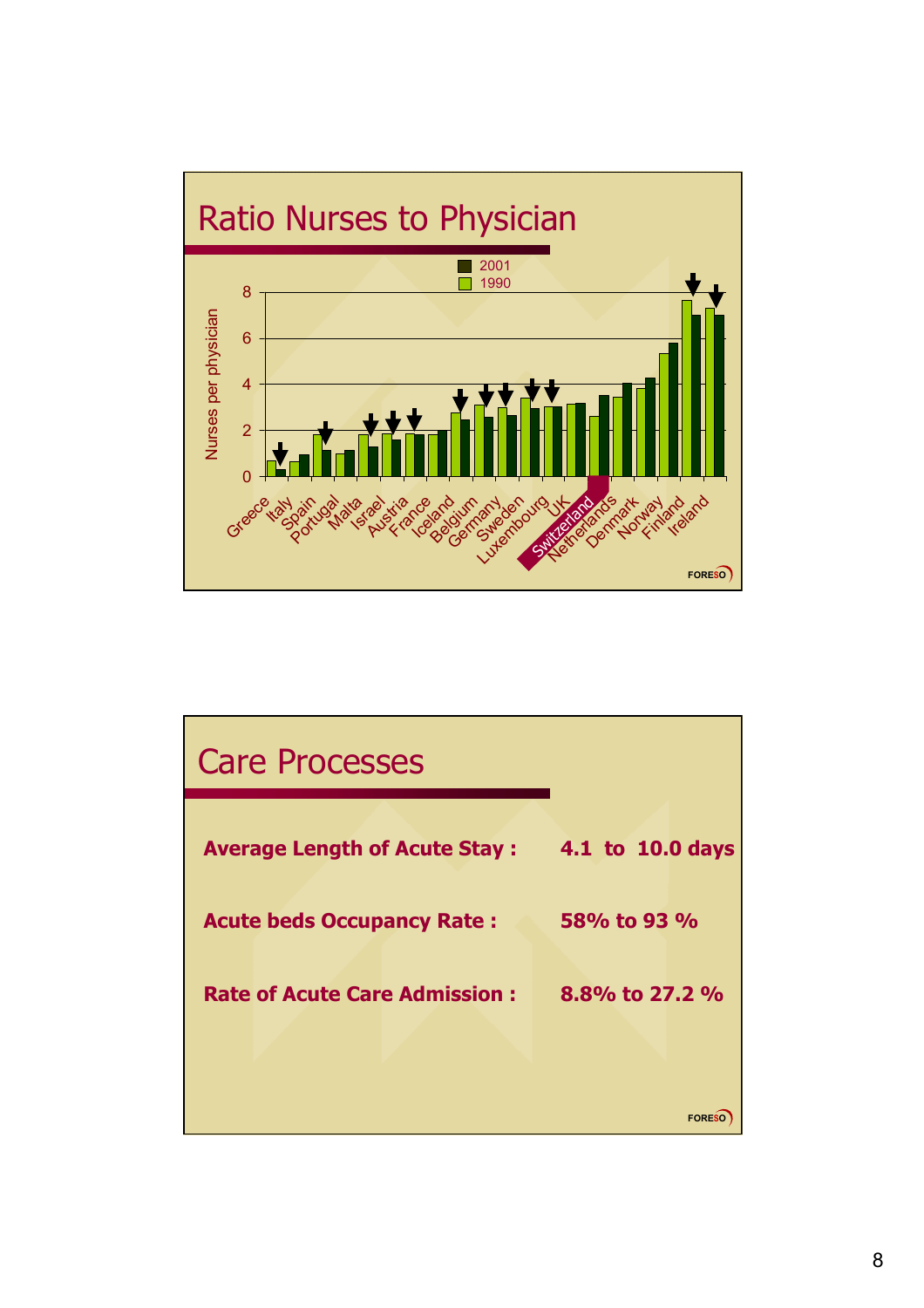## Ratio Nurses to Physician

Nurses per physician

Legend: 2001, 1990

Countries: Greece, Italy, Spain, Portugal, Malta, Israel, Austria, France, Iceland, Belgium, Germany, Sweden, Luxembourg, UK, Switzerland, Netherlands, Denmark, Norway, Finland, Ireland

FORESO

## Care Processes

**Average Length of Acute Stay :** **4.1 to 10.0 days**

**Acute beds Occupancy Rate :** **58% to 93 %**

**Rate of Acute Care Admission :** **8.8% to 27.2 %**

FORESO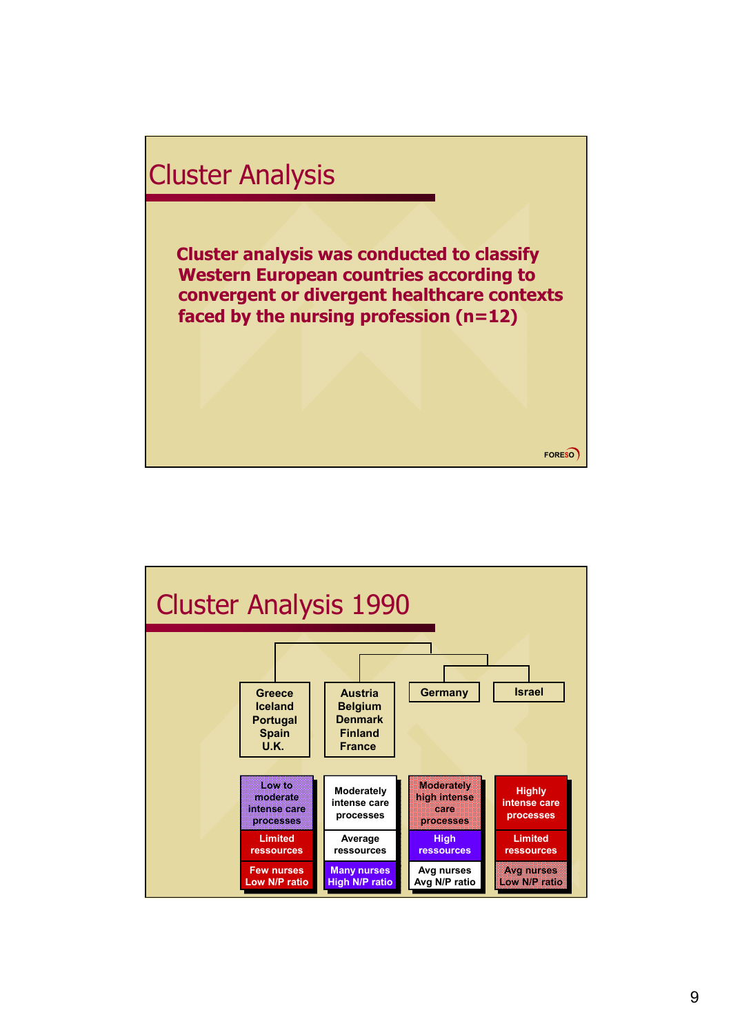# Cluster Analysis

**Cluster analysis was conducted to classify Western European countries according to convergent or divergent healthcare contexts faced by the nursing profession (n=12)**

# Cluster Analysis 1990

| Greece, Iceland, Portugal, Spain, U.K. | Austria, Belgium, Denmark, Finland, France | Germany | Israel |
|---|---|---|---|
| Low to moderate intense care processes | Moderately intense care processes | Moderately high intense care processes | Highly intense care processes |
| Limited ressources | Average ressources | High ressources | Limited ressources |
| Few nurses Low N/P ratio | Many nurses High N/P ratio | Avg nurses Avg N/P ratio | Avg nurses Low N/P ratio |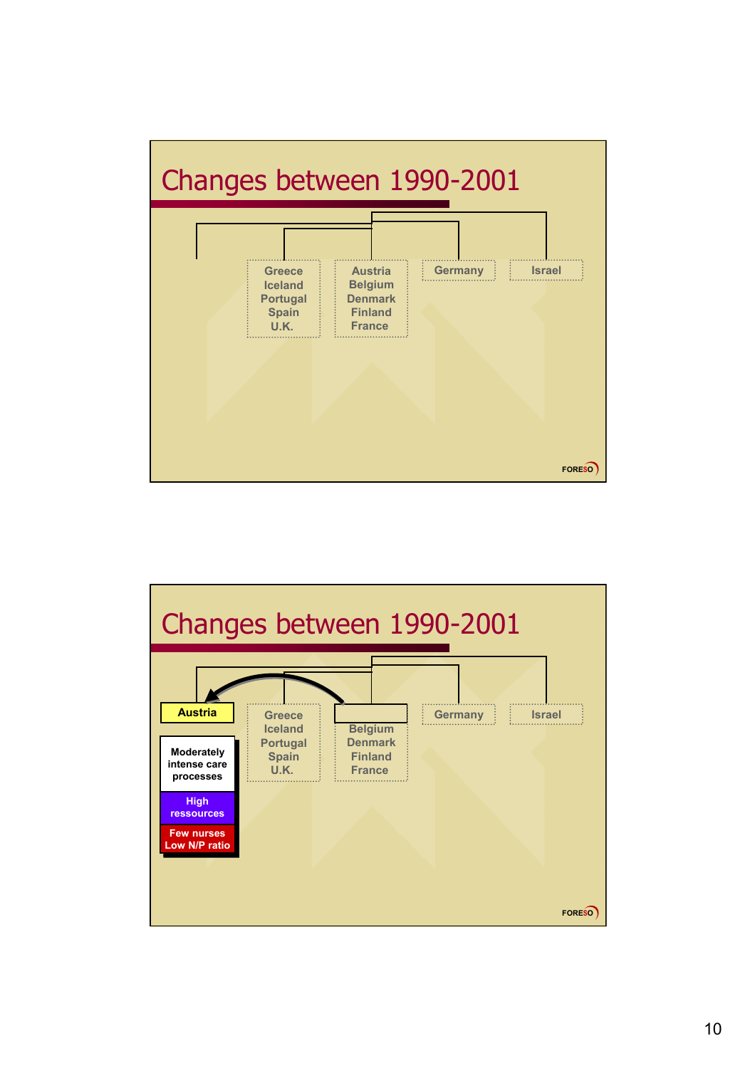## Changes between 1990-2001

- Greece, Iceland, Portugal, Spain, U.K.
- Austria, Belgium, Denmark, Finland, France
- Germany
- Israel

## Changes between 1990-2001

- **Austria**
  - Moderately intense care processes
  - High ressources
  - Few nurses, Low N/P ratio
- Greece, Iceland, Portugal, Spain, U.K.
- Belgium, Denmark, Finland, France
- Germany
- Israel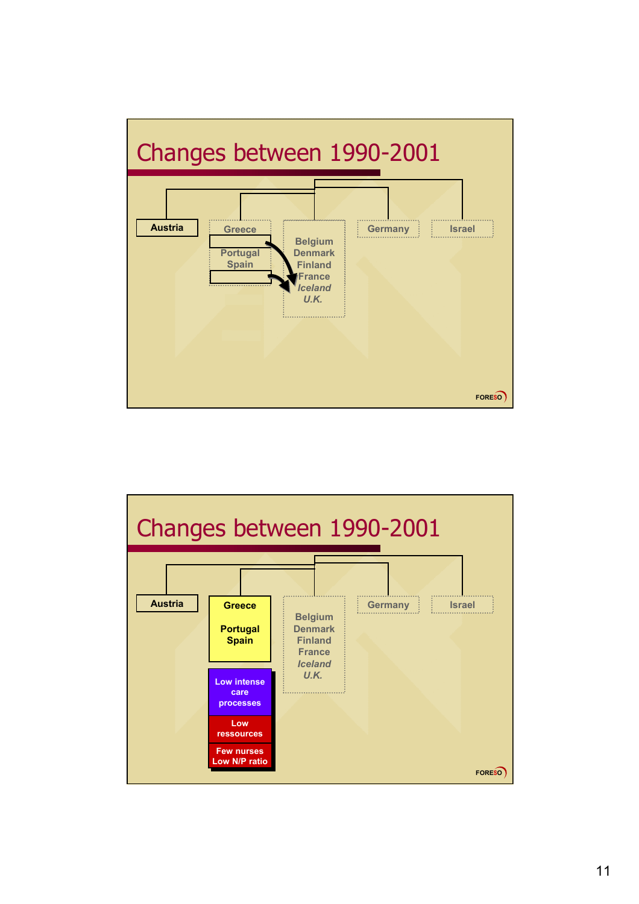## Changes between 1990-2001

Austria

Greece

Portugal
Spain

Belgium
Denmark
Finland
France
*Iceland*
*U.K.*

Germany

Israel

## Changes between 1990-2001

Austria

**Greece**

**Portugal**
**Spain**

**Low intense care processes**

**Low ressources**

**Few nurses**
**Low N/P ratio**

Belgium
Denmark
Finland
France
*Iceland*
*U.K.*

Germany

Israel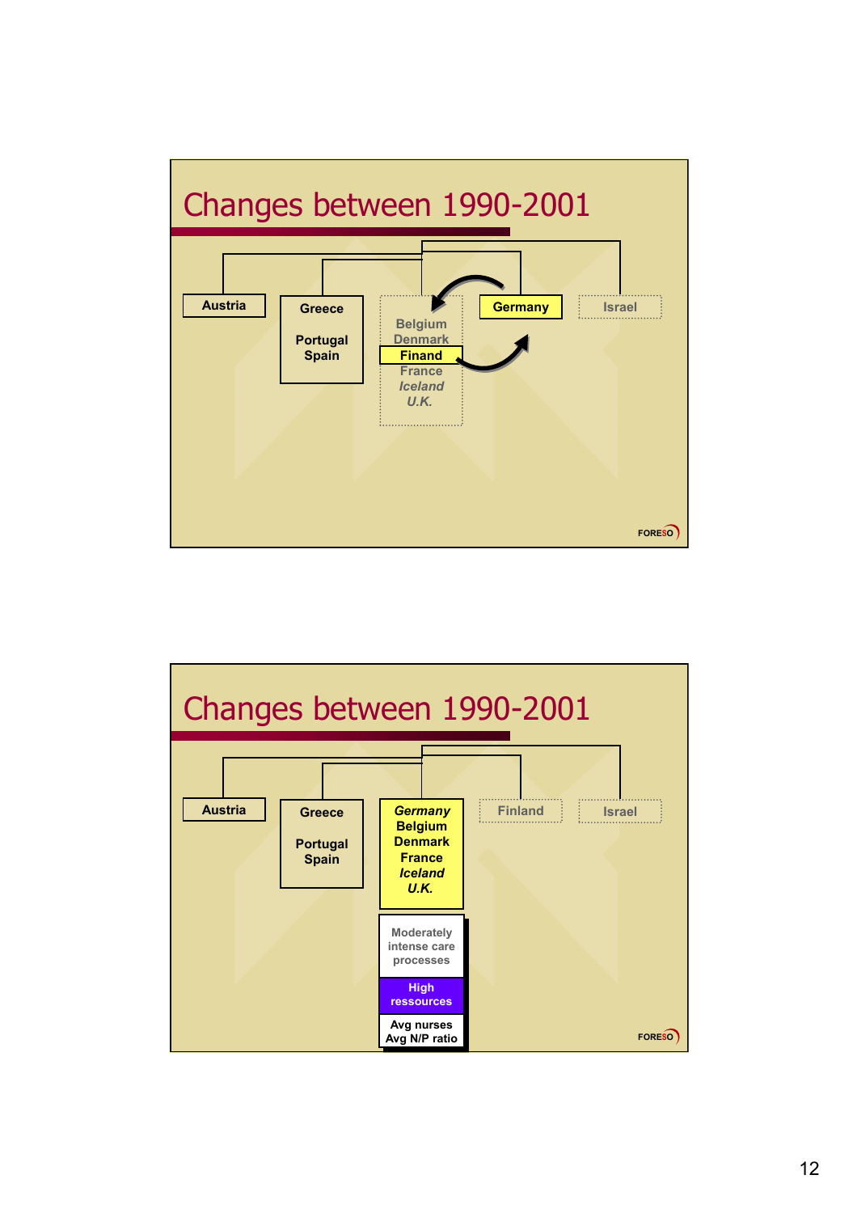## Changes between 1990-2001

Austria

Greece
Portugal
Spain

Belgium
Denmark
Finand
France
*Iceland*
*U.K.*

Germany

Israel

FORESO

## Changes between 1990-2001

Austria

Greece
Portugal
Spain

*Germany*
Belgium
Denmark
France
*Iceland*
*U.K.*

Moderately intense care processes

High ressources

Avg nurses
Avg N/P ratio

Finland

Israel

FORESO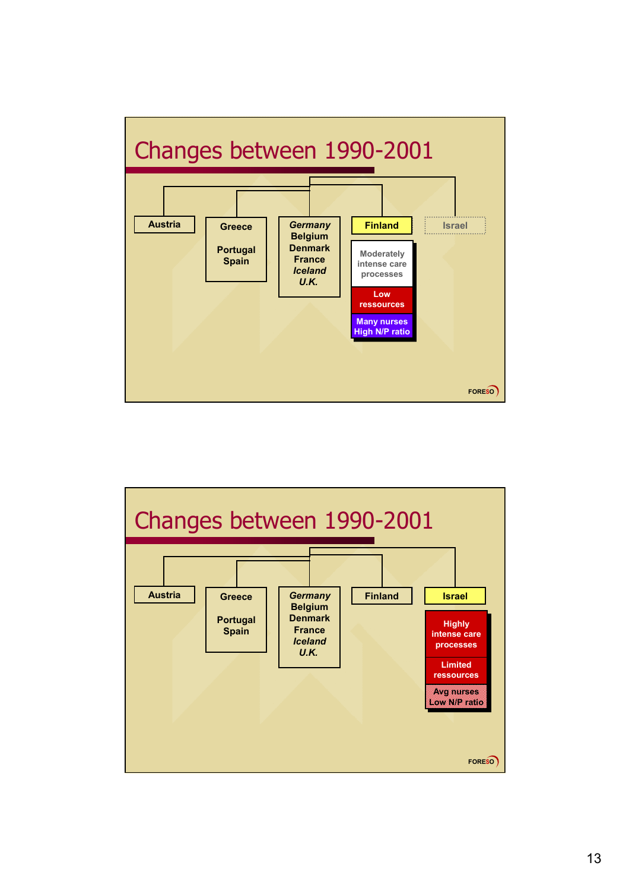# Changes between 1990-2001

- Austria
- Greece, Portugal, Spain
- *Germany*, Belgium, Denmark, France, *Iceland*, *U.K.*
- **Finland**
  - Moderately intense care processes
  - Low ressources
  - Many nurses High N/P ratio
- Israel

# Changes between 1990-2001

- Austria
- Greece, Portugal, Spain
- *Germany*, Belgium, Denmark, France, *Iceland*, *U.K.*
- Finland
- **Israel**
  - Highly intense care processes
  - Limited ressources
  - Avg nurses Low N/P ratio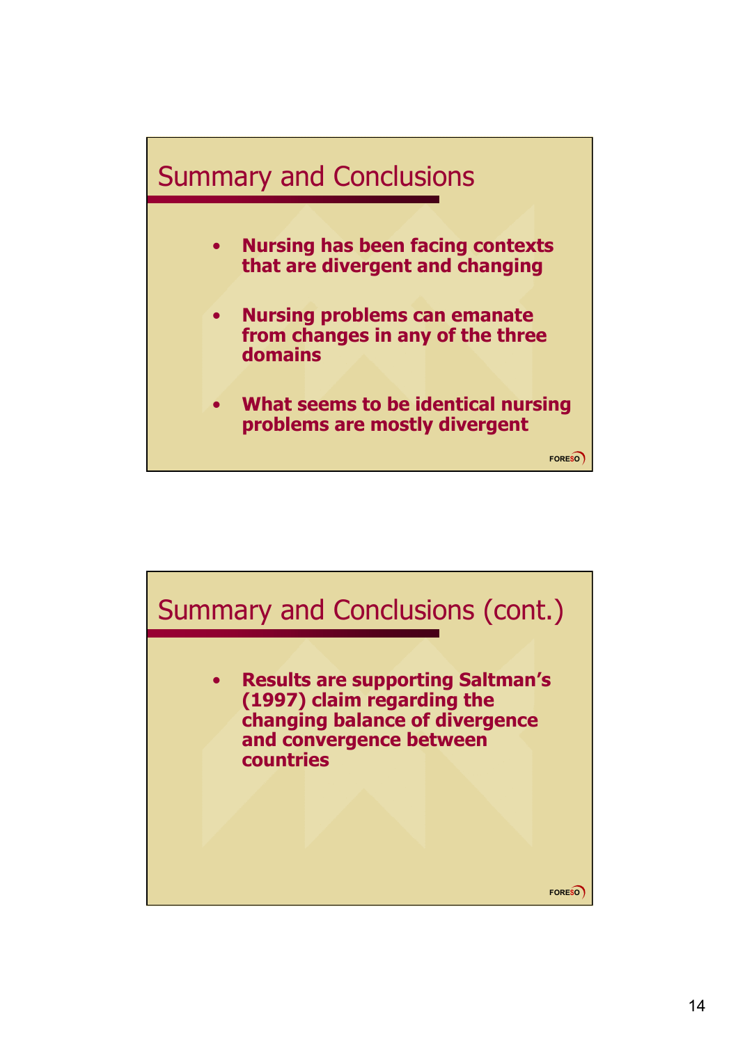## Summary and Conclusions

- **Nursing has been facing contexts that are divergent and changing**
- **Nursing problems can emanate from changes in any of the three domains**
- **What seems to be identical nursing problems are mostly divergent**

FORESO

## Summary and Conclusions (cont.)

- **Results are supporting Saltman's (1997) claim regarding the changing balance of divergence and convergence between countries**

FORESO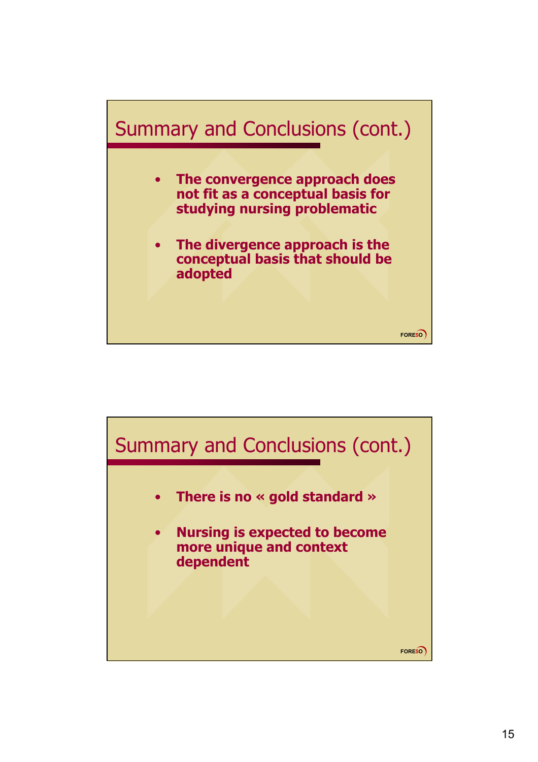## Summary and Conclusions (cont.)

- **The convergence approach does not fit as a conceptual basis for studying nursing problematic**
- **The divergence approach is the conceptual basis that should be adopted**

FORESO

## Summary and Conclusions (cont.)

- **There is no « gold standard »**
- **Nursing is expected to become more unique and context dependent**

FORESO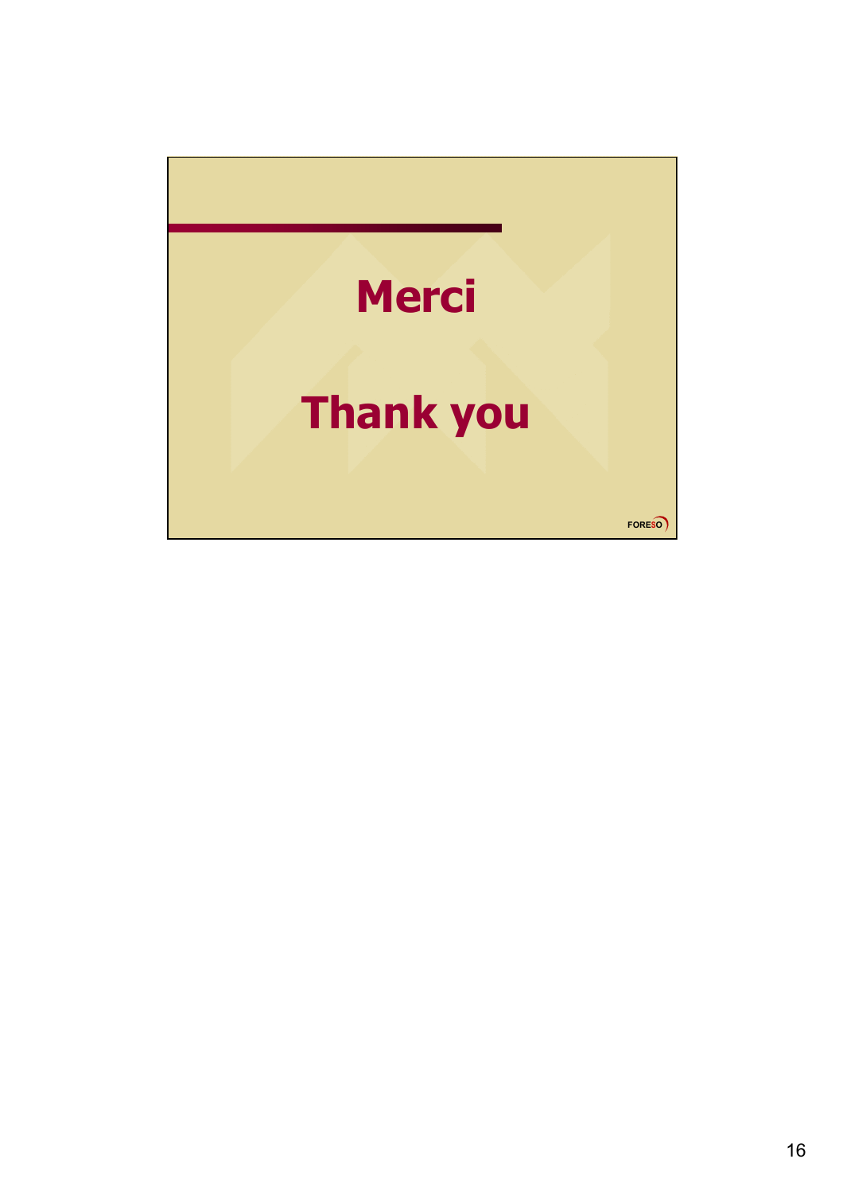# Merci

# Thank you

FORESO